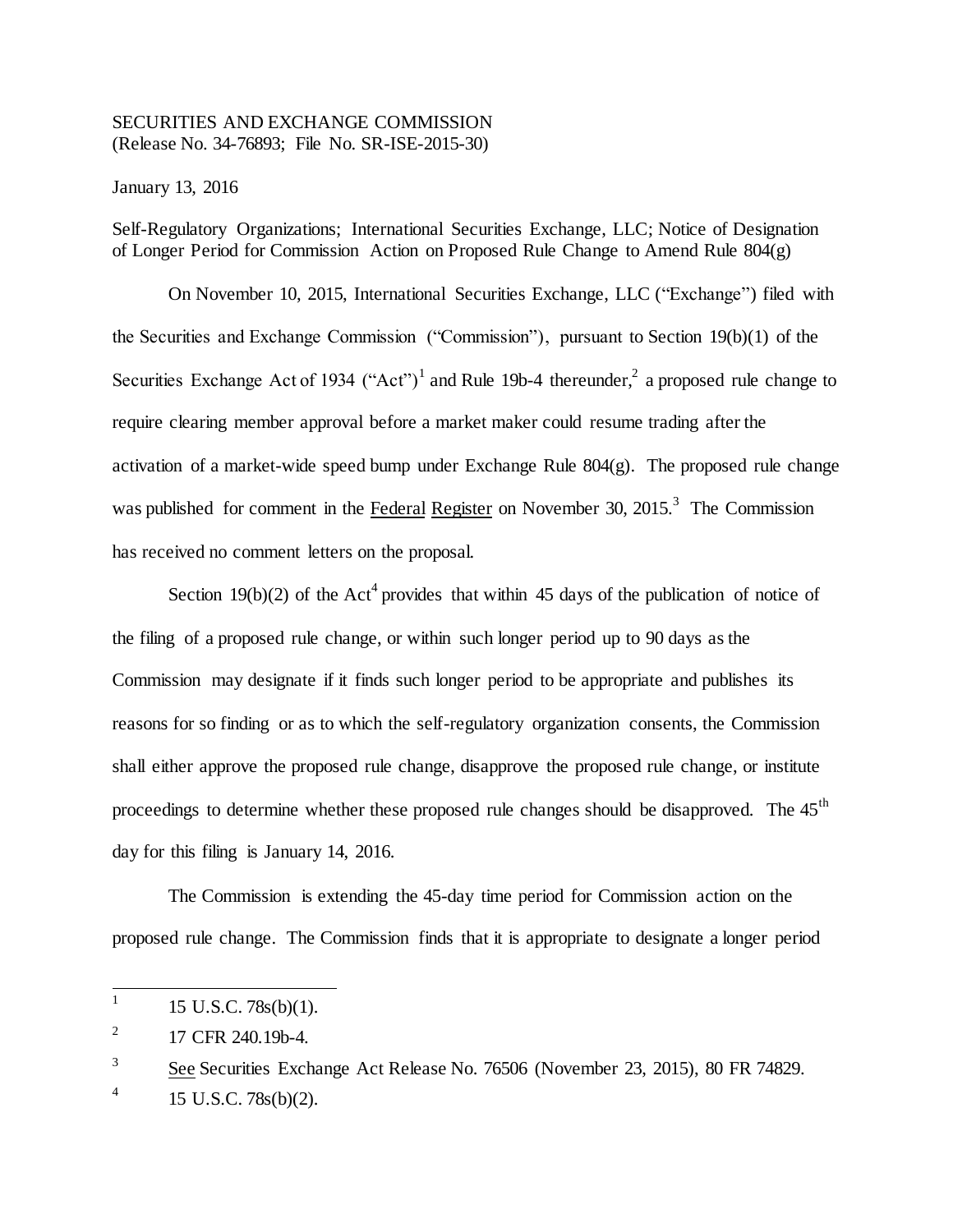SECURITIES AND EXCHANGE COMMISSION
(Release No. 34-76893; File No. SR-ISE-2015-30)

January 13, 2016

Self-Regulatory Organizations; International Securities Exchange, LLC; Notice of Designation of Longer Period for Commission Action on Proposed Rule Change to Amend Rule 804(g)

On November 10, 2015, International Securities Exchange, LLC ("Exchange") filed with the Securities and Exchange Commission ("Commission"), pursuant to Section 19(b)(1) of the Securities Exchange Act of 1934 ("Act")[1] and Rule 19b-4 thereunder,[2] a proposed rule change to require clearing member approval before a market maker could resume trading after the activation of a market-wide speed bump under Exchange Rule 804(g). The proposed rule change was published for comment in the Federal Register on November 30, 2015.[3] The Commission has received no comment letters on the proposal.

Section 19(b)(2) of the Act[4] provides that within 45 days of the publication of notice of the filing of a proposed rule change, or within such longer period up to 90 days as the Commission may designate if it finds such longer period to be appropriate and publishes its reasons for so finding or as to which the self-regulatory organization consents, the Commission shall either approve the proposed rule change, disapprove the proposed rule change, or institute proceedings to determine whether these proposed rule changes should be disapproved. The 45th day for this filing is January 14, 2016.

The Commission is extending the 45-day time period for Commission action on the proposed rule change. The Commission finds that it is appropriate to designate a longer period

---

1 15 U.S.C. 78s(b)(1).

2 17 CFR 240.19b-4.

3 See Securities Exchange Act Release No. 76506 (November 23, 2015), 80 FR 74829.

4 15 U.S.C. 78s(b)(2).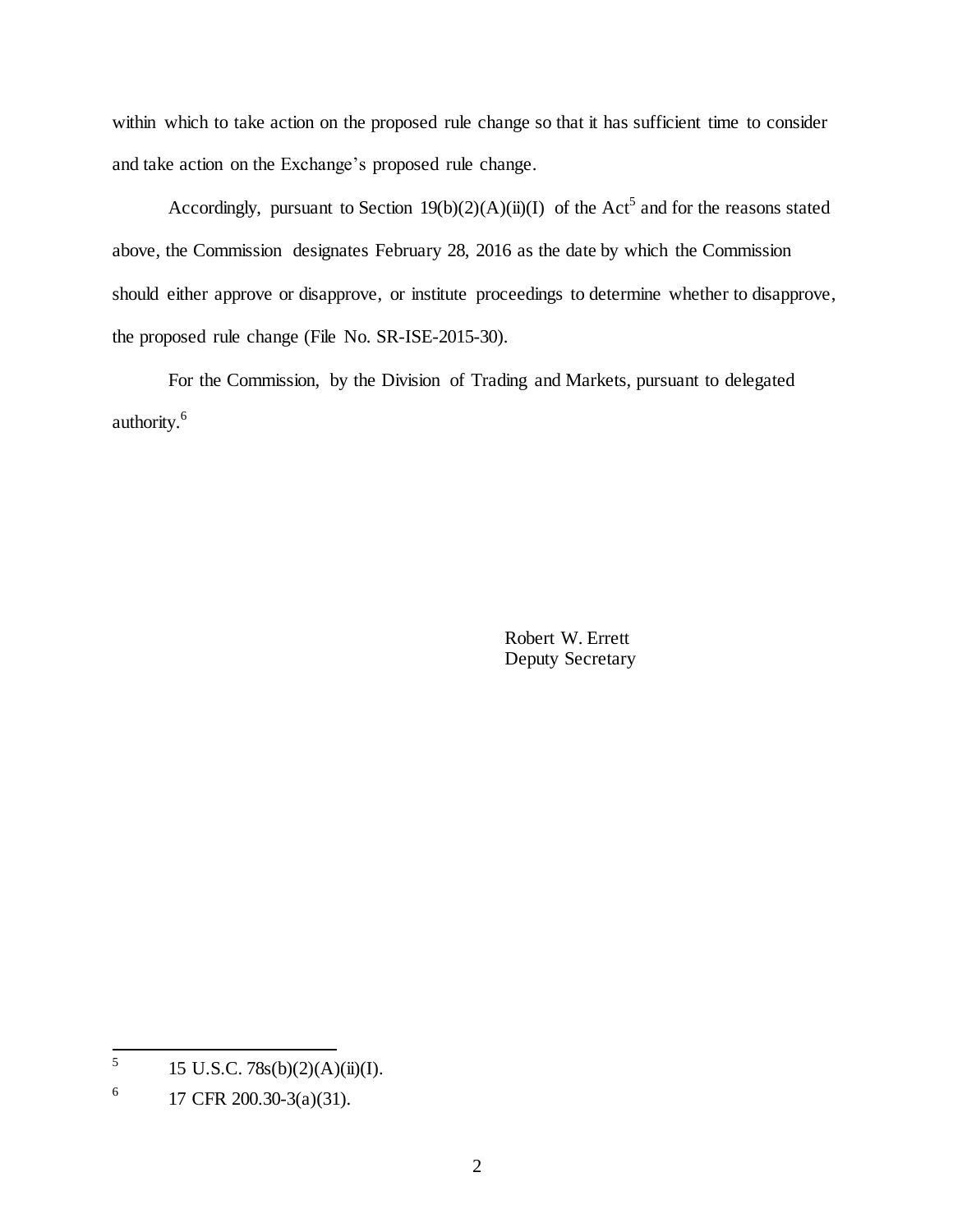within which to take action on the proposed rule change so that it has sufficient time to consider and take action on the Exchange's proposed rule change.

Accordingly, pursuant to Section 19(b)(2)(A)(ii)(I) of the Act[5] and for the reasons stated above, the Commission designates February 28, 2016 as the date by which the Commission should either approve or disapprove, or institute proceedings to determine whether to disapprove, the proposed rule change (File No. SR-ISE-2015-30).

For the Commission, by the Division of Trading and Markets, pursuant to delegated authority.[6]

Robert W. Errett
Deputy Secretary

---

[5] 15 U.S.C. 78s(b)(2)(A)(ii)(I).

[6] 17 CFR 200.30-3(a)(31).